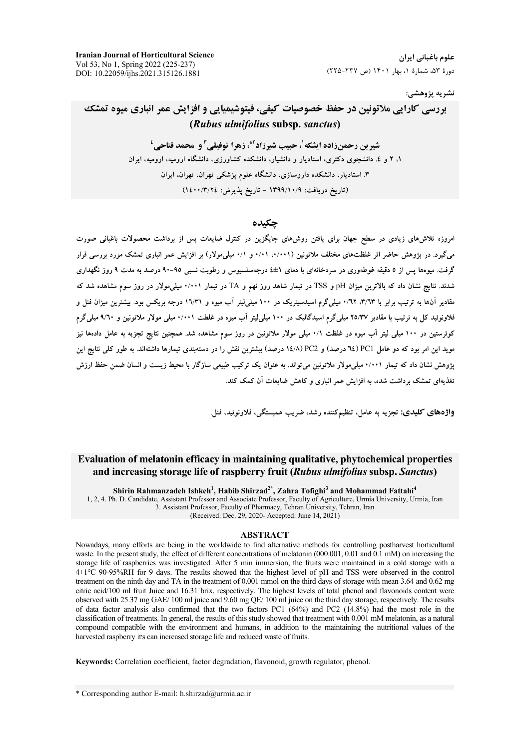نشریه پژوهشی:

# بررسی کارایی ملاتونین در حفظ خصوصیات کیفی، فیتوشیمیایی و افزایش عمر انباری میوه تمشک (*Rubus ulmifolius* subsp. *sanctus*)

**شیرین رحمن‌زاده ایشکه[1]، حبیب شیرزاد[2*]، زهرا توفیقی[3] و محمد فتاحی[4]**

۱، ۲ و ٤. دانشجوی دکتری، استادیار و دانشیار، دانشکده کشاورزی، دانشگاه ارومیه، ارومیه، ایران

۳. استادیار، دانشکده داروسازی، دانشگاه علوم پزشکی تهران، تهران، ایران

(تاریخ دریافت: ۱۳۹۹/۱۰/۹ - تاریخ پذیرش: ۱٤۰۰/۳/۲٤)

## چکیده

امروزه تلاش‌های زیادی در سطح جهان برای یافتن روش‌های جایگزین در کنترل ضایعات پس از برداشت محصولات باغبانی صورت می‌گیرد. در پژوهش حاضر اثر غلظت‌های مختلف ملاتونین (۰/۰۰۱، ۰/۰۱ و ۰/۱ میلی‌مولار) بر افزایش عمر انباری تمشک مورد بررسی قرار گرفت. میوه‌ها پس از ۵ دقیقه غوطه‌وری در سردخانه‌ای با دمای ۱±٤ درجه‌سلسیوس و رطوبت نسبی ۹۵-۹۰ درصد به مدت ۹ روز نگهداری شدند. نتایج نشان داد که بالاترین میزان pH و TSS در تیمار شاهد روز نهم و TA در تیمار ۰/۰۰۱ میلی‌مولار در روز سوم مشاهده شد که مقادیر آن‌ها به ترتیب برابر با ۳/٦۳، ۰/٦۲ میلی‌گرم اسیدسیتریک در ۱۰۰ میلی‌لیتر آب میوه و ۱٦/۳۱ درجه بریکس بود. بیشترین میزان فنل و فلاونوئید کل به ترتیب با مقادیر ۲۵/۳۷ میلی‌گرم اسیدگالیک در ۱۰۰ میلی‌لیتر آب میوه در غلظت ۰/۰۰۱ میلی مولار ملاتونین و ۹/٦۰ میلی‌گرم کوئرستین در ۱۰۰ میلی لیتر آب میوه در غلظت ۰/۱ میلی مولار ملاتونین در روز سوم مشاهده شد. همچنین نتایج تجزیه به عامل داده‌ها نیز موید این امر بود که دو عامل PC1 (٦٤ درصد) و PC2 (۱٤/۸ درصد) بیشترین نقش را در دسته‌بندی تیمارها داشته‌اند. به طور کلی نتایج این پژوهش نشان داد که تیمار ۰/۰۰۱ میلی‌مولار ملاتونین می‌تواند، به عنوان یک ترکیب طبیعی سازگار با محیط زیست و انسان ضمن حفظ ارزش تغذیه‌ای تمشک برداشت شده، به افزایش عمر انباری و کاهش ضایعات آن کمک کند.

**واژه‌های کلیدی:** تجزیه به عامل، تنظیم‌کننده رشد، ضریب همبستگی، فلاونوئید، فنل.

# Evaluation of melatonin efficacy in maintaining qualitative, phytochemical properties and increasing storage life of raspberry fruit (*Rubus ulmifolius* subsp. *Sanctus*)

**Shirin Rahmanzadeh Ishkeh[1], Habib Shirzad[2*], Zahra Tofighi[3] and Mohammad Fattahi[4]**

1, 2, 4. Ph. D. Candidate, Assistant Professor and Associate Professor, Faculty of Agriculture, Urmia University, Urmia, Iran

3. Assistant Professor, Faculty of Pharmacy, Tehran University, Tehran, Iran

(Received: Dec. 29, 2020- Accepted: June 14, 2021)

## ABSTRACT

Nowadays, many efforts are being in the worldwide to find alternative methods for controlling postharvest horticultural waste. In the present study, the effect of different concentrations of melatonin (000.001, 0.01 and 0.1 mM) on increasing the storage life of raspberries was investigated. After 5 min immersion, the fruits were maintained in a cold storage with a 4±1°C 90-95%RH for 9 days. The results showed that the highest level of pH and TSS were observed in the control treatment on the ninth day and TA in the treatment of 0.001 mmol on the third days of storage with mean 3.64 and 0.62 mg citric acid/100 ml fruit Juice and 16.31 ̊brix, respectively. The highest levels of total phenol and flavonoids content were observed with 25.37 mg GAE/ 100 ml juice and 9.60 mg QE/ 100 ml juice on the third day storage, respectively. The results of data factor analysis also confirmed that the two factors PC1 (64%) and PC2 (14.8%) had the most role in the classification of treatments. In general, the results of this study showed that treatment with 0.001 mM melatonin, as a natural compound compatible with the environment and humans, in addition to the maintaining the nutritional values of the harvested raspberry it ̓s can increased storage life and reduced waste of fruits.

**Keywords:** Correlation coefficient, factor degradation, flavonoid, growth regulator, phenol.

* Corresponding author E-mail: h.shirzad@urmia.ac.ir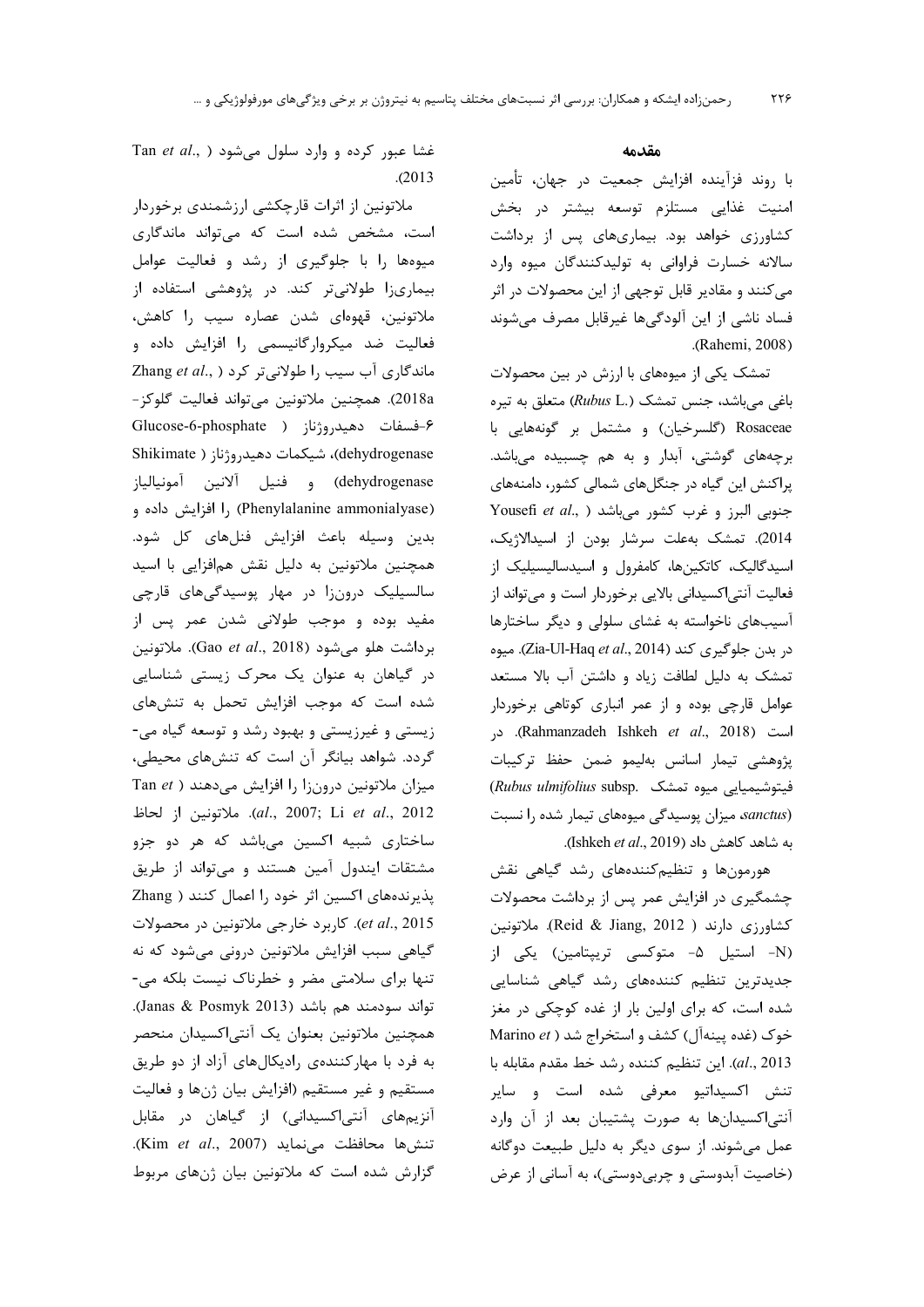## مقدمه

با روند فزآینده افزایش جمعیت در جهان، تأمین امنیت غذایی مستلزم توسعه بیشتر در بخش کشاورزی خواهد بود. بیماری‌های پس از برداشت سالانه خسارت فراوانی به تولیدکنندگان میوه وارد می‌کنند و مقادیر قابل توجهی از این محصولات در اثر فساد ناشی از این آلودگی‌ها غیرقابل مصرف می‌شوند (Rahemi, 2008).

تمشک یکی از میوه‌های با ارزش در بین محصولات باغی می‌باشد، جنس تمشک (*Rubus* L.) متعلق به تیره Rosaceae (گلسرخیان) و مشتمل بر گونه‌هایی با برچه‌های گوشتی، آبدار و به هم چسبیده می‌باشد. پراکنش این گیاه در جنگل‌های شمالی کشور، دامنه‌های جنوبی البرز و غرب کشور می‌باشد (Yousefi *et al*., 2014). تمشک به‌علت سرشار بودن از اسیدالاژیک، اسیدگالیک، کاتکین‌ها، کامفرول و اسیدسالیسیلیک از فعالیت آنتی‌اکسیدانی بالایی برخوردار است و می‌تواند از آسیب‌های ناخواسته به غشای سلولی و دیگر ساختارها در بدن جلوگیری کند (Zia-Ul-Haq *et al*., 2014). میوه تمشک به دلیل لطافت زیاد و داشتن آب بالا مستعد عوامل قارچی بوده و از عمر انباری کوتاهی برخوردار است (Rahmanzadeh Ishkeh *et al*., 2018). در پژوهشی تیمار اسانس به‌لیمو ضمن حفظ ترکیبات فیتوشیمیایی میوه تمشک (*Rubus ulmifolius* subsp. *sanctus*)، میزان پوسیدگی میوه‌های تیمار شده را نسبت به شاهد کاهش داد (Ishkeh *et al*., 2019).

هورمون‌ها و تنظیم‌کننده‌های رشد گیاهی نقش چشمگیری در افزایش عمر پس از برداشت محصولات کشاورزی دارند (Reid & Jiang, 2012). ملاتونین (N- استیل ۵- متوکسی تریپتامین) یکی از جدیدترین تنظیم کننده‌های رشد گیاهی شناسایی شده است، که برای اولین بار از غده کوچکی در مغز خوک (غده پینه‌آل) کشف و استخراج شد (Marino *et al*., 2013). این تنظیم کننده رشد خط مقدم مقابله با تنش اکسیداتیو معرفی شده است و سایر آنتی‌اکسیدان‌ها به صورت پشتیبان بعد از آن وارد عمل می‌شوند. از سوی دیگر به دلیل طبیعت دوگانه (خاصیت آبدوستی و چربی‌دوستی)، به آسانی از عرض غشا عبور کرده و وارد سلول می‌شود (Tan *et al*., 2013).

ملاتونین از اثرات قارچکشی ارزشمندی برخوردار است، مشخص شده است که می‌تواند ماندگاری میوه‌ها را با جلوگیری از رشد و فعالیت عوامل بیماری‌زا طولانی‌تر کند. در پژوهشی استفاده از ملاتونین، قهوه‌ای شدن عصاره سیب را کاهش، فعالیت ضد میکروارگانیسمی را افزایش داده و ماندگاری آب سیب را طولانی‌تر کرد (Zhang *et al*., 2018a). همچنین ملاتونین می‌تواند فعالیت گلوکز-۶-فسفات دهیدروژناز (Glucose-6-phosphate dehydrogenase)، شیکمات دهیدروژناز (Shikimate dehydrogenase) و فنیل آلانین آمونیالیاز (Phenylalanine ammonialyase) را افزایش داده و بدین وسیله باعث افزایش فنل‌های کل شود. همچنین ملاتونین به دلیل نقش هم‌افزایی با اسید سالیسیلیک درون‌زا در مهار پوسیدگی‌های قارچی مفید بوده و موجب طولانی شدن عمر پس از برداشت هلو می‌شود (Gao *et al*., 2018). ملاتونین در گیاهان به عنوان یک محرک زیستی شناسایی شده است که موجب افزایش تحمل به تنش‌های زیستی و غیرزیستی و بهبود رشد و توسعه گیاه می‌گردد. شواهد بیانگر آن است که تنش‌های محیطی، میزان ملاتونین درون‌زا را افزایش می‌دهند (Tan *et al*., 2007; Li *et al*., 2012). ملاتونین از لحاظ ساختاری شبیه اکسین می‌باشد که هر دو جزو مشتقات ایندول آمین هستند و می‌تواند از طریق پذیرنده‌های اکسین اثر خود را اعمال کنند (Zhang *et al*., 2015). کاربرد خارجی ملاتونین در محصولات گیاهی سبب افزایش ملاتونین درونی می‌شود که نه تنها برای سلامتی مضر و خطرناک نیست بلکه می‌تواند سودمند هم باشد (Janas & Posmyk 2013). همچنین ملاتونین بعنوان یک آنتی‌اکسیدان منحصر به فرد با مهارکننده‌ی رادیکال‌های آزاد از دو طریق مستقیم و غیر مستقیم (افزایش بیان ژن‌ها و فعالیت آنزیم‌های آنتی‌اکسیدانی) از گیاهان در مقابل تنش‌ها محافظت می‌نماید (Kim *et al*., 2007). گزارش شده است که ملاتونین بیان ژن‌های مربوط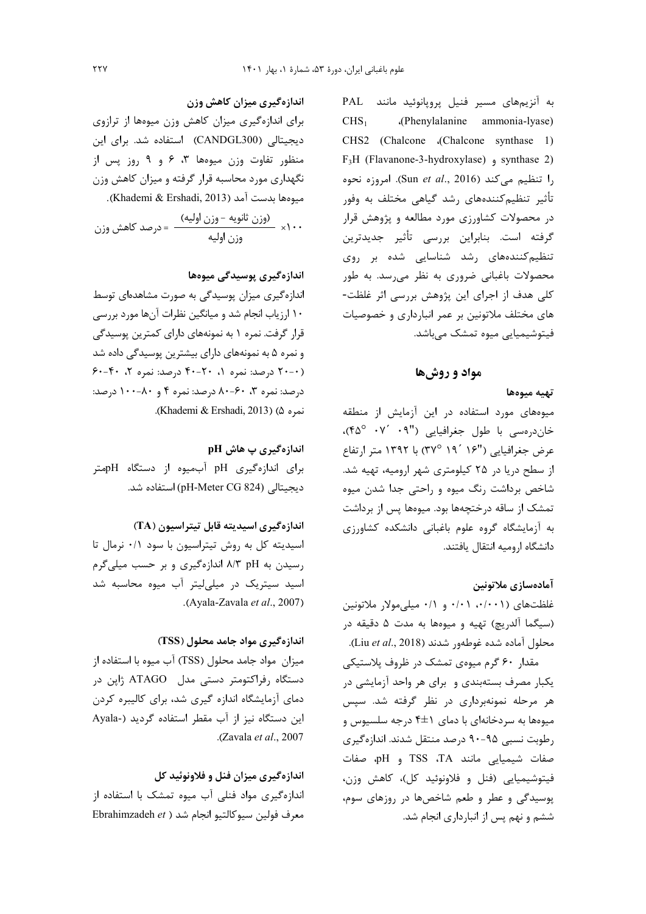به آنزیم‌های مسیر فنیل پروپانوئید مانند PAL (Phenylalanine ammonia-lyase)، $CHS_1$ (Chalcone synthase 1)، CHS2 (Chalcone synthase 2) و $F_3H$ (Flavanone-3-hydroxylase) را تنظیم می‌کند (Sun *et al.*, 2016). امروزه نحوه تأثیر تنظیم‌کننده‌های رشد گیاهی مختلف به وفور در محصولات کشاورزی مورد مطالعه و پژوهش قرار گرفته است. بنابراین بررسی تأثیر جدیدترین تنظیم‌کننده‌های رشد شناسایی شده بر روی محصولات باغبانی ضروری به نظر می‌رسد. به طور کلی هدف از اجرای این پژوهش بررسی اثر غلظت‌های مختلف ملاتونین بر عمر انبارداری و خصوصیات فیتوشیمیایی میوه تمشک می‌باشد.

## مواد و روش‌ها

### تهیه میوه‌ها

میوه‌های مورد استفاده در این آزمایش از منطقه خان‌درمسی با طول جغرافیایی ("۰۹ ´۰۷ °۴۵)، عرض جغرافیایی ("۱۶ ´۱۹ °۳۷) با ۱۳۹۲ متر ارتفاع از سطح دریا در ۲۵ کیلومتری شهر ارومیه، تهیه شد. شاخص برداشت رنگ میوه و راحتی جدا شدن میوه تمشک از ساقه درختچه‌ها بود. میوه‌ها پس از برداشت به آزمایشگاه گروه علوم باغبانی دانشکده کشاورزی دانشگاه ارومیه انتقال یافتند.

### آماده‌سازی ملاتونین

غلظت‌های (۰/۰۰۱، ۰/۰۱ و ۰/۱ میلی‌مولار ملاتونین (سیگما آلدریچ) تهیه و میوه‌ها به مدت ۵ دقیقه در محلول آماده شده غوطه‌ور شدند (Liu *et al.*, 2018).

مقدار ۶۰ گرم میوه‌ی تمشک در ظروف پلاستیکی یکبار مصرف بسته‌بندی و برای هر واحد آزمایشی در هر مرحله نمونه‌برداری در نظر گرفته شد. سپس میوه‌ها به سردخانه‌ای با دمای ۱±۴ درجه سلسیوس و رطوبت نسبی ۹۵-۹۰ درصد منتقل شدند. اندازه‌گیری صفات شیمیایی مانند TSS ،TA و pH، صفات فیتوشیمیایی (فنل و فلاونوئید کل)، کاهش وزن، پوسیدگی و عطر و طعم شاخص‌ها در روزهای سوم، ششم و نهم پس از انبارداری انجام شد.

### اندازه‌گیری میزان کاهش وزن

برای اندازه‌گیری میزان کاهش وزن میوه‌ها از ترازوی دیجیتالی (CANDGL300) استفاده شد. برای این منظور تفاوت وزن میوه‌ها ۳، ۶ و ۹ روز پس از نگهداری مورد محاسبه قرار گرفته و میزان کاهش وزن میوه‌ها بدست آمد (Khademi & Ershadi, 2013).

$$\text{درصد کاهش وزن} = \frac{(\text{وزن ثانویه} - \text{وزن اولیه})}{\text{وزن اولیه}} \times 100$$

### اندازه‌گیری پوسیدگی میوه‌ها

اندازه‌گیری میزان پوسیدگی به صورت مشاهده‌ای توسط ۱۰ ارزیاب انجام شد و میانگین نظرات آن‌ها مورد بررسی قرار گرفت. نمره ۱ به نمونه‌های دارای کمترین پوسیدگی و نمره ۵ به نمونه‌های دارای بیشترین پوسیدگی داده شد (۰-۲۰ درصد: نمره ۱، ۲۰-۴۰ درصد: نمره ۲، ۴۰-۶۰ درصد: نمره ۳، ۶۰-۸۰ درصد: نمره ۴ و ۸۰-۱۰۰ درصد: نمره ۵) (Khademi & Ershadi, 2013).

### اندازه‌گیری پ هاش pH

برای اندازه‌گیری pH آب‌میوه از دستگاه pHمتر دیجیتالی (pH-Meter CG 824) استفاده شد.

### اندازه‌گیری اسیدیته قابل تیتراسیون (TA)

اسیدیته کل به روش تیتراسیون با سود ۰/۱ نرمال تا رسیدن به pH ۸/۳ اندازه‌گیری و بر حسب میلی‌گرم اسید سیتریک در میلی‌لیتر آب میوه محاسبه شد (Ayala-Zavala *et al.*, 2007).

### اندازه‌گیری مواد جامد محلول (TSS)

میزان مواد جامد محلول (TSS) آب میوه با استفاده از دستگاه رفراکتومتر دستی مدل ATAGO ژاپن در دمای آزمایشگاه اندازه گیری شد، برای کالیبره کردن این دستگاه نیز از آب مقطر استفاده گردید (Ayala-Zavala *et al.*, 2007).

### اندازه‌گیری میزان فنل و فلاونوئید کل

اندازه‌گیری مواد فنلی آب میوه تمشک با استفاده از معرف فولین سیوکالتیو انجام شد (Ebrahimzadeh *et*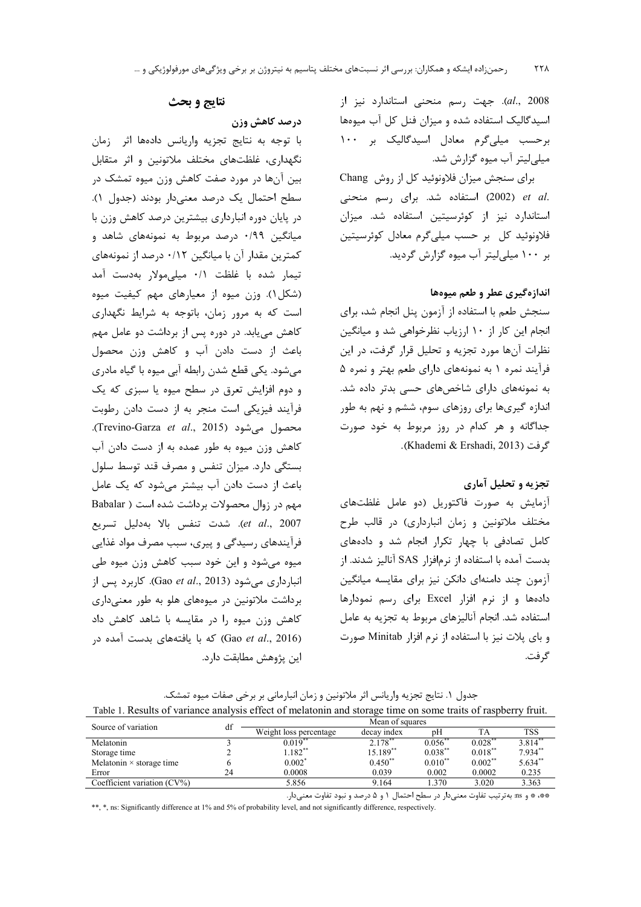al., 2008). جهت رسم منحنی استاندارد نیز از اسیدگالیک استفاده شده و میزان فنل کل آب میوه‌ها برحسب میلی‌گرم معادل اسیدگالیک بر ۱۰۰ میلی‌لیتر آب میوه گزارش شد.

برای سنجش میزان فلاونوئید کل از روش Chang et al. (2002) استفاده شد. برای رسم منحنی استاندارد نیز از کوئرسیتین استفاده شد. میزان فلاونوئید کل بر حسب میلی‌گرم معادل کوئرسیتین بر ۱۰۰ میلی‌لیتر آب میوه گزارش گردید.

### اندازه‌گیری عطر و طعم میوه‌ها

سنجش طعم با استفاده از آزمون پنل انجام شد، برای انجام این کار از ۱۰ ارزیاب نظرخواهی شد و میانگین نظرات آن‌ها مورد تجزیه و تحلیل قرار گرفت، در این فرآیند نمره ۱ به نمونه‌های دارای طعم بهتر و نمره ۵ به نمونه‌های دارای شاخص‌های حسی بدتر داده شد. اندازه گیری‌ها برای روزهای سوم، ششم و نهم به طور جداگانه و هر کدام در روز مربوط به خود صورت گرفت (Khademi & Ershadi, 2013).

### تجزیه و تحلیل آماری

آزمایش به صورت فاکتوریل (دو عامل غلظت‌های مختلف ملاتونین و زمان انبارداری) در قالب طرح کامل تصادفی با چهار تکرار انجام شد و داده‌های بدست آمده با استفاده از نرم‌افزار SAS آنالیز شدند. از آزمون چند دامنه‌ای دانکن نیز برای مقایسه میانگین داده‌ها و از نرم افزار Excel برای رسم نمودارها استفاده شد. انجام آنالیزهای مربوط به تجزیه به عامل و بای پلات نیز با استفاده از نرم افزار Minitab صورت گرفت.

## نتایج و بحث

### درصد کاهش وزن

با توجه به نتایج تجزیه واریانس داده‌ها اثر زمان نگهداری، غلظت‌های مختلف ملاتونین و اثر متقابل بین آن‌ها در مورد صفت کاهش وزن میوه تمشک در سطح احتمال یک درصد معنی‌دار بودند (جدول ۱). در پایان دوره انبارداری بیشترین درصد کاهش وزن با میانگین ۰/۹۹ درصد مربوط به نمونه‌های شاهد و کمترین مقدار آن با میانگین ۰/۱۲ درصد از نمونه‌های تیمار شده با غلظت ۰/۱ میلی‌مولار به‌دست آمد (شکل۱). وزن میوه از معیارهای مهم کیفیت میوه است که به مرور زمان، باتوجه به شرایط نگهداری کاهش می‌یابد. در دوره پس از برداشت دو عامل مهم باعث از دست دادن آب و کاهش وزن محصول می‌شود. یکی قطع شدن رابطه آبی میوه با گیاه مادری و دوم افزایش تعرق در سطح میوه یا سبزی که یک فرآیند فیزیکی است منجر به از دست دادن رطوبت محصول می‌شود (Trevino-Garza *et al*., 2015). کاهش وزن میوه به طور عمده به از دست دادن آب بستگی دارد. میزان تنفس و مصرف قند توسط سلول باعث از دست دادن آب بیشتر می‌شود که یک عامل مهم در زوال محصولات برداشت شده است (Babalar *et al*., 2007). شدت تنفس بالا به‌دلیل تسریع فرآیندهای رسیدگی و پیری، سبب مصرف مواد غذایی میوه می‌شود و این خود سبب کاهش وزن میوه طی انبارداری می‌شود (Gao *et al*., 2013). کاربرد پس از برداشت ملاتونین در میوه‌های هلو به طور معنی‌داری کاهش وزن میوه را در مقایسه با شاهد کاهش داد (Gao *et al*., 2016) که با یافته‌های بدست آمده در این پژوهش مطابقت دارد.

جدول ۱. نتایج تجزیه واریانس اثر ملاتونین و زمان انبارمانی بر برخی صفات میوه تمشک.

Table 1. Results of variance analysis effect of melatonin and storage time on some traits of raspberry fruit.

| Source of variation | df | Mean of squares | | | | |
|---|---|---|---|---|---|---|
| | | Weight loss percentage | decay index | pH | TA | TSS |
| Melatonin | 3 | 0.019** | 2.178** | 0.056** | 0.028** | 3.814** |
| Storage time | 2 | 1.182** | 15.189** | 0.038** | 0.018** | 7.934** |
| Melatonin × storage time | 6 | 0.002* | 0.450** | 0.010** | 0.002** | 5.634** |
| Error | 24 | 0.0008 | 0.039 | 0.002 | 0.0002 | 0.235 |
| Coefficient variation (CV%) | | 5.856 | 9.164 | 1.370 | 3.020 | 3.363 |

**، * و ns: به‌ترتیب تفاوت معنی‌دار در سطح احتمال ۱ و ۵ درصد و نبود تفاوت معنی‌دار.

**, *, ns: Significantly difference at 1% and 5% of probability level, and not significantly difference, respectively.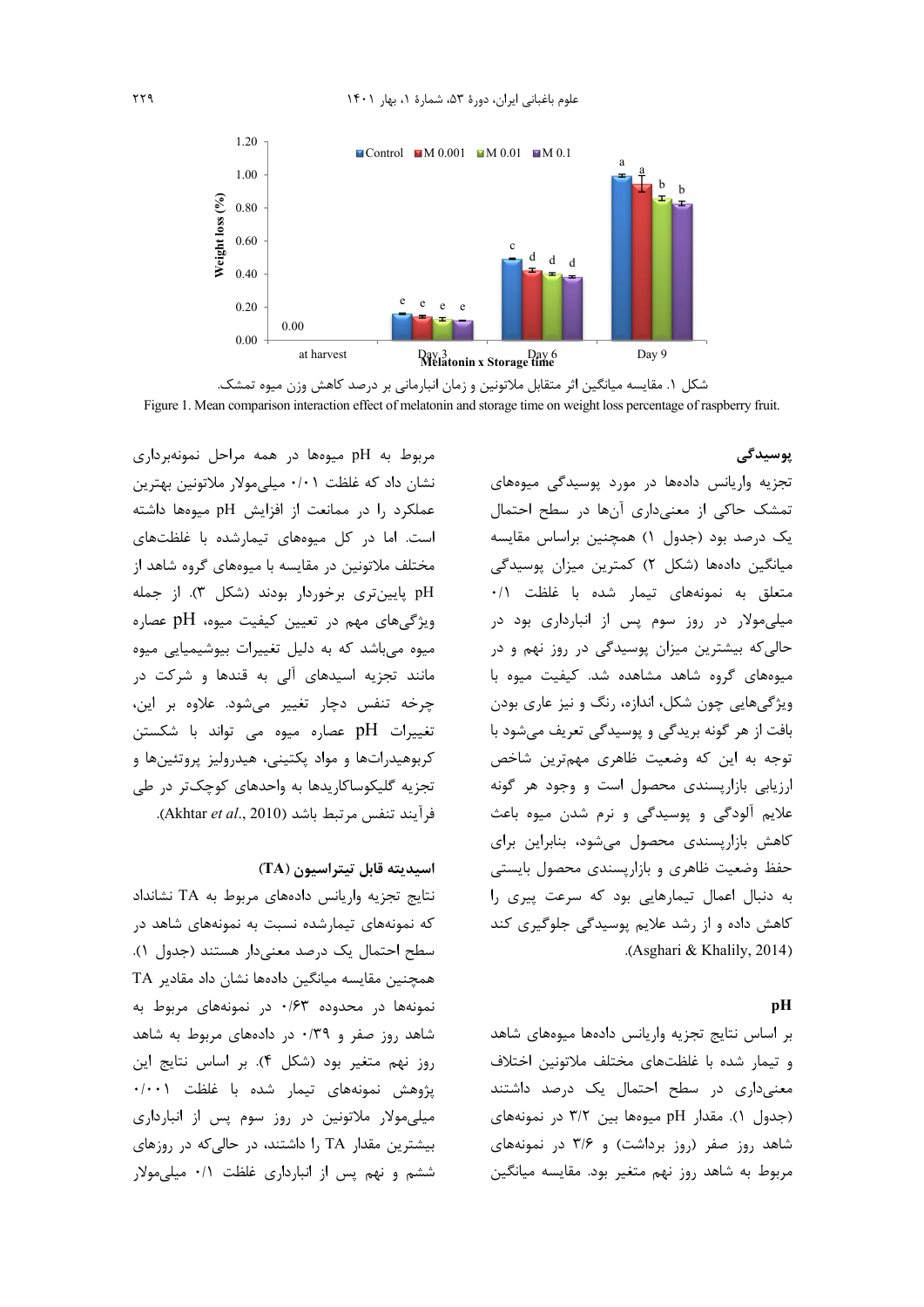شکل ۱. مقایسه میانگین اثر متقابل ملاتونین و زمان انبارمانی بر درصد کاهش وزن میوه تمشک.

Figure 1. Mean comparison interaction effect of melatonin and storage time on weight loss percentage of raspberry fruit.

**پوسیدگی**

تجزیه واریانس داده‌ها در مورد پوسیدگی میوه‌های تمشک حاکی از معنی‌داری آن‌ها در سطح احتمال یک درصد بود (جدول ۱) همچنین براساس مقایسه میانگین داده‌ها (شکل ۲) کمترین میزان پوسیدگی متعلق به نمونه‌های تیمار شده با غلظت ۰/۱ میلی‌مولار در روز سوم پس از انبارداری بود در حالی‌که بیشترین میزان پوسیدگی در روز نهم و در میوه‌های گروه شاهد مشاهده شد. کیفیت میوه با ویژگی‌هایی چون شکل، اندازه، رنگ و نیز عاری بودن بافت از هر گونه بریدگی و پوسیدگی تعریف می‌شود با توجه به این که وضعیت ظاهری مهم‌ترین شاخص ارزیابی بازارپسندی محصول است و وجود هر گونه علایم آلودگی و پوسیدگی و نرم شدن میوه باعث کاهش بازارپسندی محصول می‌شود، بنابراین برای حفظ وضعیت ظاهری و بازارپسندی محصول بایستی به دنبال اعمال تیمارهایی بود که سرعت پیری را کاهش داده و از رشد علایم پوسیدگی جلوگیری کند (Asghari & Khalily, 2014).

**pH**

بر اساس نتایج تجزیه واریانس داده‌ها میوه‌های شاهد و تیمار شده با غلظت‌های مختلف ملاتونین اختلاف معنی‌داری در سطح احتمال یک درصد داشتند (جدول ۱). مقدار pH میوه‌ها بین ۳/۲ در نمونه‌های شاهد روز صفر (روز برداشت) و ۳/۶ در نمونه‌های مربوط به شاهد روز نهم متغیر بود. مقایسه میانگین مربوط به pH میوه‌ها در همه مراحل نمونه‌برداری نشان داد که غلظت ۰/۰۱ میلی‌مولار ملاتونین بهترین عملکرد را در ممانعت از افزایش pH میوه‌ها داشته است. اما در کل میوه‌های تیمارشده با غلظت‌های مختلف ملاتونین در مقایسه با میوه‌های گروه شاهد از pH پایین‌تری برخوردار بودند (شکل ۳). از جمله ویژگی‌های مهم در تعیین کیفیت میوه، pH عصاره میوه می‌باشد که به دلیل تغییرات بیوشیمیایی میوه مانند تجزیه اسیدهای آلی به قندها و شرکت در چرخه تنفس دچار تغییر می‌شود. علاوه بر این، تغییرات pH عصاره میوه می تواند با شکستن کربوهیدرات‌ها و مواد پکتینی، هیدرولیز پروتئین‌ها و تجزیه گلیکوساکاریدها به واحدهای کوچک‌تر در طی فرآیند تنفس مرتبط باشد (Akhtar *et al.*, 2010).

**اسیدیته قابل تیتراسیون (TA)**

نتایج تجزیه واریانس داده‌های مربوط به TA نشانداد که نمونه‌های تیمارشده نسبت به نمونه‌های شاهد در سطح احتمال یک درصد معنی‌دار هستند (جدول ۱). همچنین مقایسه میانگین داده‌ها نشان داد مقادیر TA نمونه‌ها در محدوده ۰/۶۳ در نمونه‌های مربوط به شاهد روز صفر و ۰/۳۹ در داده‌های مربوط به شاهد روز نهم متغیر بود (شکل ۴). بر اساس نتایج این پژوهش نمونه‌های تیمار شده با غلظت ۰/۰۰۱ میلی‌مولار ملاتونین در روز سوم پس از انبارداری بیشترین مقدار TA را داشتند، در حالی‌که در روزهای ششم و نهم پس از انبارداری غلظت ۰/۱ میلی‌مولار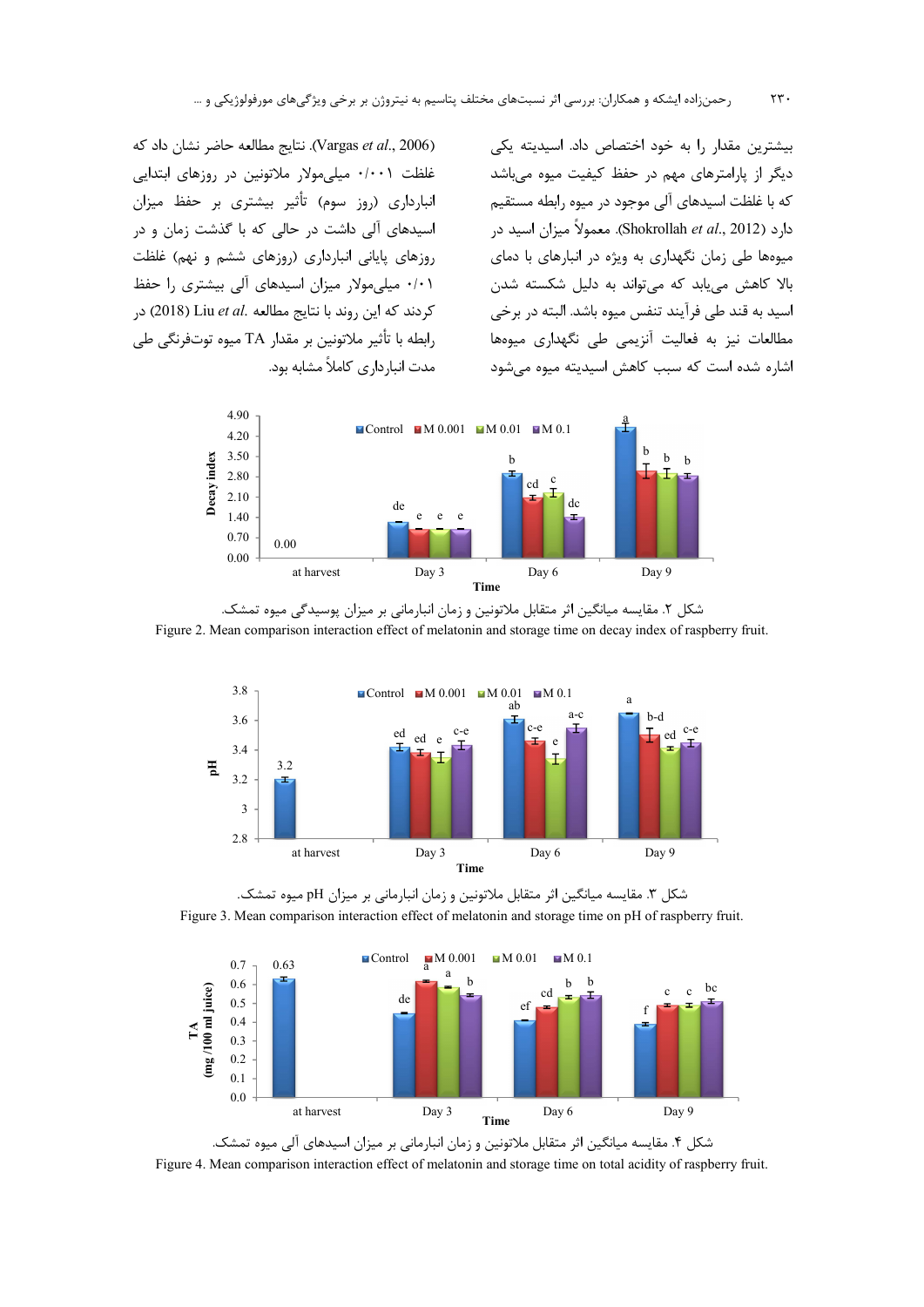بیشترین مقدار را به خود اختصاص داد. اسیدیته یکی دیگر از پارامترهای مهم در حفظ کیفیت میوه می‌باشد که با غلظت اسیدهای آلی موجود در میوه رابطه مستقیم دارد (Shokrollah *et al*., 2012). معمولاً میزان اسید در میوه‌ها طی زمان نگهداری به ویژه در انبارهای با دمای بالا کاهش می‌یابد که می‌تواند به دلیل شکسته شدن اسید به قند طی فرآیند تنفس میوه باشد. البته در برخی مطالعات نیز به فعالیت آنزیمی طی نگهداری میوه‌ها اشاره شده است که سبب کاهش اسیدیته میوه می‌شود (Vargas *et al*., 2006). نتایج مطالعه حاضر نشان داد که غلظت ۰/۰۰۱ میلی‌مولار ملاتونین در روزهای ابتدایی انبارداری (روز سوم) تأثیر بیشتری بر حفظ میزان اسیدهای آلی داشت در حالی که با گذشت زمان و در روزهای پایانی انبارداری (روزهای ششم و نهم) غلظت ۰/۰۱ میلی‌مولار میزان اسیدهای آلی بیشتری را حفظ کردند که این روند با نتایج مطالعه Liu *et al*. (2018) در رابطه با تأثیر ملاتونین بر مقدار TA میوه توت‌فرنگی طی مدت انبارداری کاملاً مشابه بود.

شکل ۲. مقایسه میانگین اثر متقابل ملاتونین و زمان انبارمانی بر میزان پوسیدگی میوه تمشک.

Figure 2. Mean comparison interaction effect of melatonin and storage time on decay index of raspberry fruit.

شکل ۳. مقایسه میانگین اثر متقابل ملاتونین و زمان انبارمانی بر میزان pH میوه تمشک.

Figure 3. Mean comparison interaction effect of melatonin and storage time on pH of raspberry fruit.

شکل ۴. مقایسه میانگین اثر متقابل ملاتونین و زمان انبارمانی بر میزان اسیدهای آلی میوه تمشک.

Figure 4. Mean comparison interaction effect of melatonin and storage time on total acidity of raspberry fruit.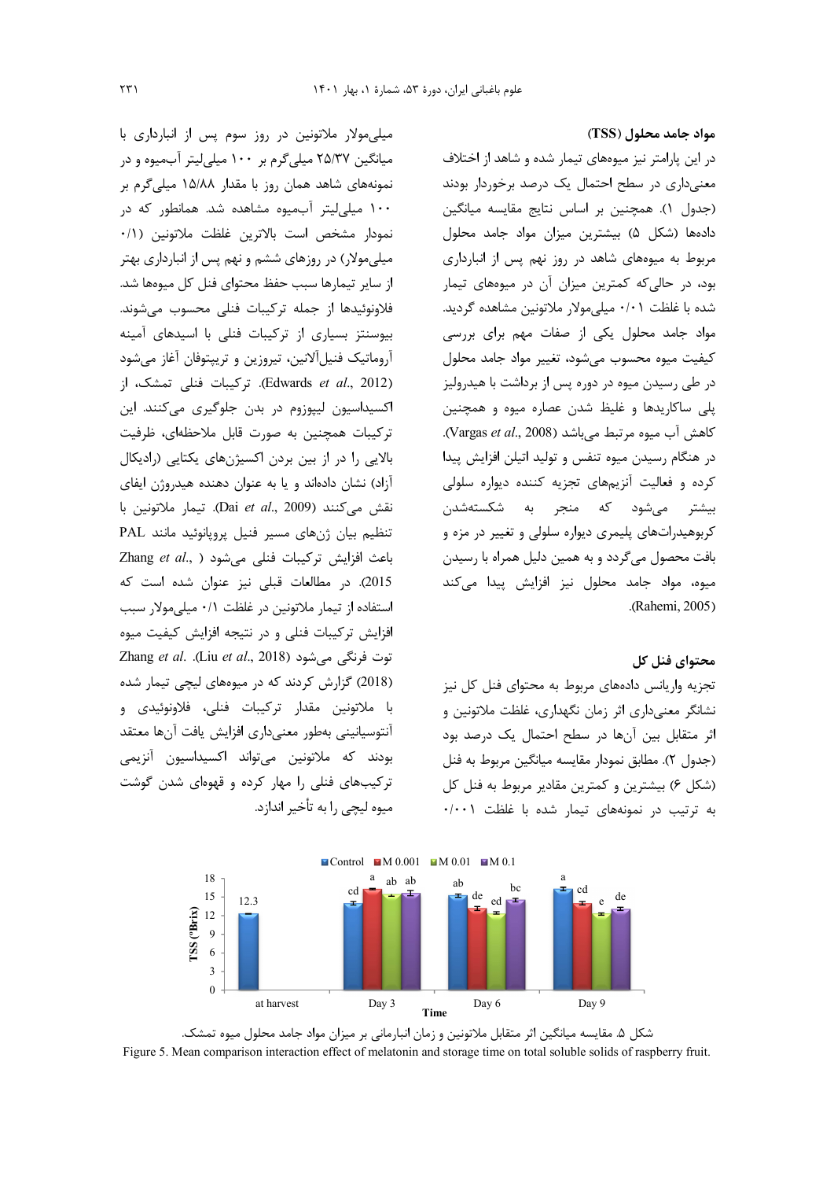### مواد جامد محلول (TSS)

در این پارامتر نیز میوه‌های تیمار شده و شاهد از اختلاف معنی‌داری در سطح احتمال یک درصد برخوردار بودند (جدول ۱). همچنین بر اساس نتایج مقایسه میانگین داده‌ها (شکل ۵) بیشترین میزان مواد جامد محلول مربوط به میوه‌های شاهد در روز نهم پس از انبارداری بود، در حالی‌که کمترین میزان آن در میوه‌های تیمار شده با غلظت ۰/۰۱ میلی‌مولار ملاتونین مشاهده گردید. مواد جامد محلول یکی از صفات مهم برای بررسی کیفیت میوه محسوب می‌شود، تغییر مواد جامد محلول در طی رسیدن میوه در دوره پس از برداشت با هیدرولیز پلی ساکاریدها و غلیظ شدن عصاره میوه و همچنین کاهش آب میوه مرتبط می‌باشد (Vargas *et al*., 2008). در هنگام رسیدن میوه تنفس و تولید اتیلن افزایش پیدا کرده و فعالیت آنزیم‌های تجزیه کننده دیواره سلولی بیشتر می‌شود که منجر به شکسته‌شدن کربوهیدرات‌های پلیمری دیواره سلولی و تغییر در مزه و بافت محصول می‌گردد و به همین دلیل همراه با رسیدن میوه، مواد جامد محلول نیز افزایش پیدا می‌کند (Rahemi, 2005).

### محتوای فنل کل

تجزیه واریانس داده‌های مربوط به محتوای فنل کل نیز نشانگر معنی‌داری اثر زمان نگهداری، غلظت ملاتونین و اثر متقابل بین آن‌ها در سطح احتمال یک درصد بود (جدول ۲). مطابق نمودار مقایسه میانگین مربوط به فنل (شکل ۶) بیشترین و کمترین مقادیر مربوط به فنل کل به ترتیب در نمونه‌های تیمار شده با غلظت ۰/۰۰۱ میلی‌مولار ملاتونین در روز سوم پس از انبارداری با میانگین ۲۵/۳۷ میلی‌گرم بر ۱۰۰ میلی‌لیتر آب‌میوه و در نمونه‌های شاهد همان روز با مقدار ۱۵/۸۸ میلی‌گرم بر ۱۰۰ میلی‌لیتر آب‌میوه مشاهده شد. همانطور که در نمودار مشخص است بالاترین غلظت ملاتونین (۰/۱ میلی‌مولار) در روزهای ششم و نهم پس از انبارداری بهتر از سایر تیمارها سبب حفظ محتوای فنل کل میوه‌ها شد. فلاونوئیدها از جمله ترکیبات فنلی محسوب می‌شوند. بیوسنتز بسیاری از ترکیبات فنلی با اسیدهای آمینه آروماتیک فنیل‌آلانین، تیروزین و تریپتوفان آغاز می‌شود (Edwards *et al*., 2012). ترکیبات فنلی تمشک، از اکسیداسیون لیپوزوم در بدن جلوگیری می‌کنند. این ترکیبات همچنین به صورت قابل ملاحظه‌ای، ظرفیت بالایی را در از بین بردن اکسیژن‌های یکتایی (رادیکال آزاد) نشان داده‌اند و یا به عنوان دهنده هیدروژن ایفای نقش می‌کنند (Dai *et al*., 2009). تیمار ملاتونین با تنظیم بیان ژن‌های مسیر فنیل پروپانوئید مانند PAL باعث افزایش ترکیبات فنلی می‌شود (Zhang *et al*., 2015). در مطالعات قبلی نیز عنوان شده است که استفاده از تیمار ملاتونین در غلظت ۰/۱ میلی‌مولار سبب افزایش ترکیبات فنلی و در نتیجه افزایش کیفیت میوه توت فرنگی می‌شود (Liu *et al*., 2018). Zhang *et al*. (2018) گزارش کردند که در میوه‌های لیچی تیمار شده با ملاتونین مقدار ترکیبات فنلی، فلاونوئیدی و آنتوسیانینی به‌طور معنی‌داری افزایش یافت آن‌ها معتقد بودند که ملاتونین می‌تواند اکسیداسیون آنزیمی ترکیب‌های فنلی را مهار کرده و قهوه‌ای شدن گوشت میوه لیچی را به تأخیر اندازد.

شکل ۵. مقایسه میانگین اثر متقابل ملاتونین و زمان انبارمانی بر میزان مواد جامد محلول میوه تمشک.

Figure 5. Mean comparison interaction effect of melatonin and storage time on total soluble solids of raspberry fruit.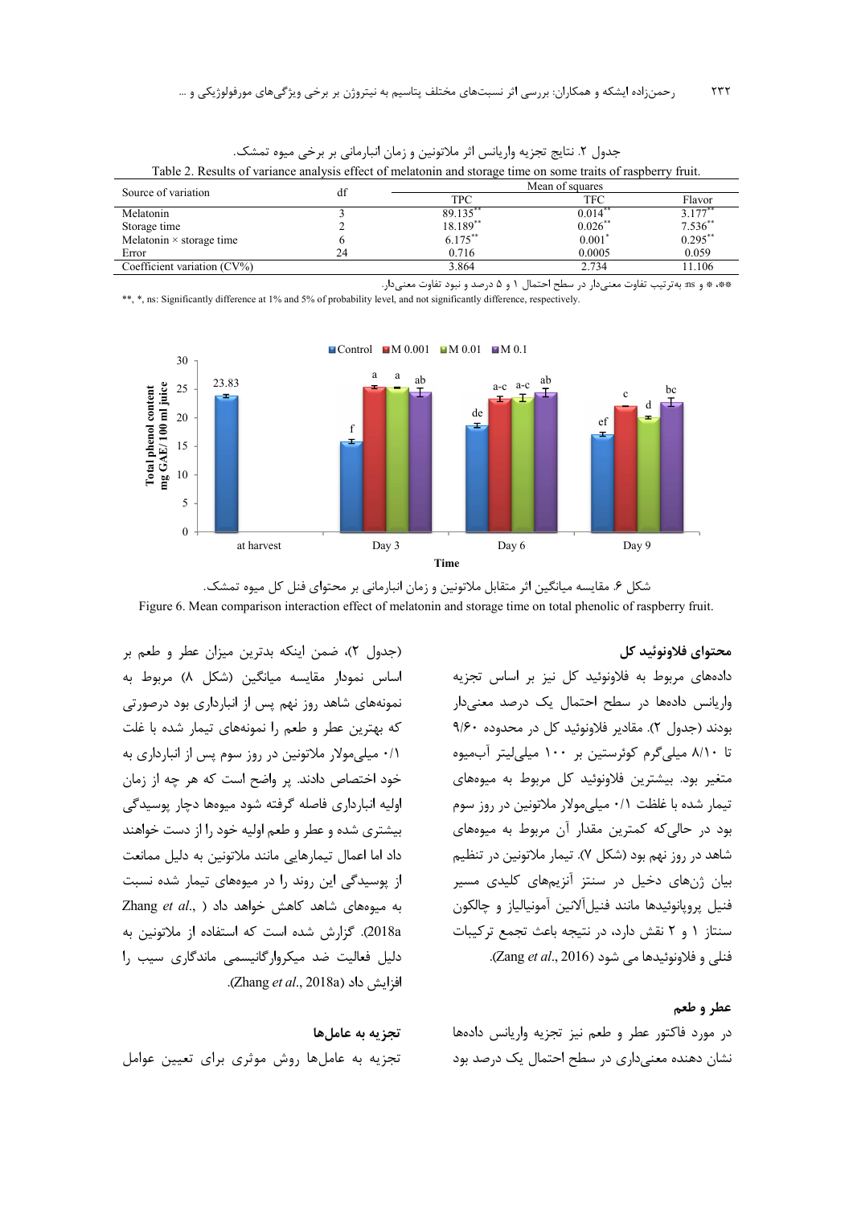جدول ۲. نتایج تجزیه واریانس اثر ملاتونین و زمان انبارمانی بر برخی میوه تمشک.

Table 2. Results of variance analysis effect of melatonin and storage time on some traits of raspberry fruit.

| Source of variation | df | Mean of squares | | |
|---|---|---|---|---|
| | | TPC | TFC | Flavor |
| Melatonin | 3 | 89.135** | 0.014** | 3.177** |
| Storage time | 2 | 18.189** | 0.026** | 7.536** |
| Melatonin × storage time | 6 | 6.175** | 0.001* | 0.295** |
| Error | 24 | 0.716 | 0.0005 | 0.059 |
| Coefficient variation (CV%) | | 3.864 | 2.734 | 11.106 |

**، * و ns: به‌ترتیب تفاوت معنی‌دار در سطح احتمال ۱ و ۵ درصد و نبود تفاوت معنی‌دار.

**, *, ns: Significantly difference at 1% and 5% of probability level, and not significantly difference, respectively.

شکل ۶. مقایسه میانگین اثر متقابل ملاتونین و زمان انبارمانی بر محتوای فنل کل میوه تمشک.

Figure 6. Mean comparison interaction effect of melatonin and storage time on total phenolic of raspberry fruit.

### محتوای فلاونوئید کل

داده‌های مربوط به فلاونوئید کل نیز بر اساس تجزیه واریانس داده‌ها در سطح احتمال یک درصد معنی‌دار بودند (جدول ۲). مقادیر فلاونوئید کل در محدوده ۹/۶۰ تا ۸/۱۰ میلی‌گرم کوئرستین بر ۱۰۰ میلی‌لیتر آب‌میوه متغیر بود. بیشترین فلاونوئید کل مربوط به میوه‌های تیمار شده با غلظت ۰/۱ میلی‌مولار ملاتونین در روز سوم بود در حالی‌که کمترین مقدار آن مربوط به میوه‌های شاهد در روز نهم بود (شکل ۷). تیمار ملاتونین در تنظیم بیان ژن‌های دخیل در سنتز آنزیم‌های کلیدی مسیر فنیل پروپانوئیدها مانند فنیل‌آلانین آمونیالیاز و چالکون سنتاز ۱ و ۲ نقش دارد، در نتیجه باعث تجمع ترکیبات فنلی و فلاونوئیدها می شود (Zang *et al*., 2016).

### عطر و طعم

در مورد فاکتور عطر و طعم نیز تجزیه واریانس داده‌ها نشان دهنده معنی‌داری در سطح احتمال یک درصد بود (جدول ۲)، ضمن اینکه بدترین میزان عطر و طعم بر اساس نمودار مقایسه میانگین (شکل ۸) مربوط به نمونه‌های شاهد روز نهم پس از انبارداری بود درصورتی که بهترین عطر و طعم را نمونه‌های تیمار شده با غلت ۰/۱ میلی‌مولار ملاتونین در روز سوم پس از انبارداری به خود اختصاص دادند. پر واضح است که هر چه از زمان اولیه انبارداری فاصله گرفته شود میوه‌ها دچار پوسیدگی بیشتری شده و عطر و طعم اولیه خود را از دست خواهند داد اما اعمال تیمارهایی مانند ملاتونین به دلیل ممانعت از پوسیدگی این روند را در میوه‌های تیمار شده نسبت به میوه‌های شاهد کاهش خواهد داد (Zhang *et al*., 2018a). گزارش شده است که استفاده از ملاتونین به دلیل فعالیت ضد میکروارگانیسمی ماندگاری سیب را افزایش داد (Zhang *et al*., 2018a).

### تجزیه به عامل‌ها

تجزیه به عامل‌ها روش موثری برای تعیین عوامل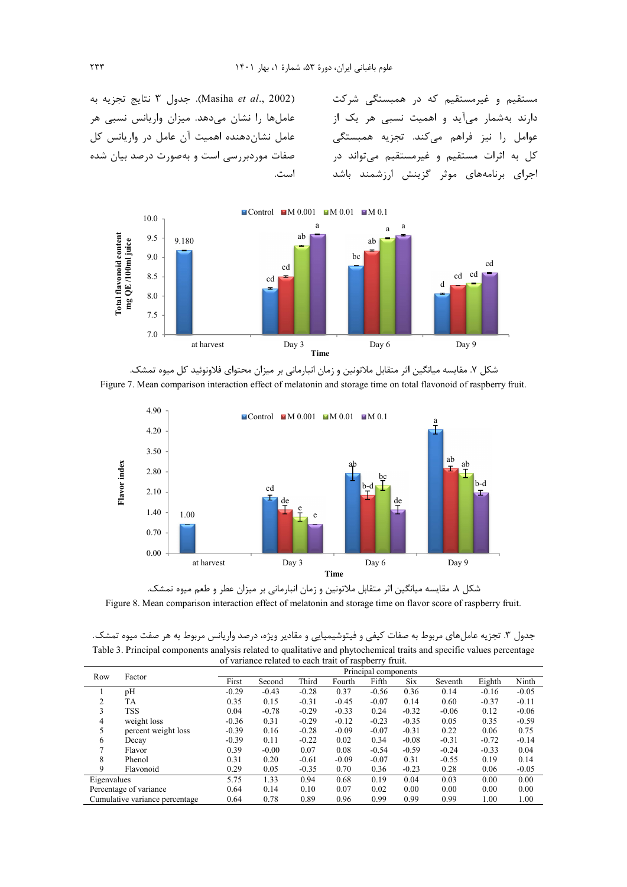مستقیم و غیرمستقیم که در همبستگی شرکت دارند به‌شمار می‌آید و اهمیت نسبی هر یک از عوامل را نیز فراهم می‌کند. تجزیه همبستگی کل به اثرات مستقیم و غیرمستقیم می‌تواند در اجرای برنامه‌های موثر گزینش ارزشمند باشد (Masiha *et al*., 2002). جدول ۳ نتایج تجزیه به عامل‌ها را نشان می‌دهد. میزان واریانس نسبی هر عامل نشان‌دهنده اهمیت آن عامل در واریانس کل صفات موردبررسی است و به‌صورت درصد بیان شده است.

شکل ۷. مقایسه میانگین اثر متقابل ملاتونین و زمان انبارمانی بر میزان محتوای فلاونوئید کل میوه تمشک.

Figure 7. Mean comparison interaction effect of melatonin and storage time on total flavonoid of raspberry fruit.

شکل ۸. مقایسه میانگین اثر متقابل ملاتونین و زمان انبارمانی بر میزان عطر و طعم میوه تمشک.

Figure 8. Mean comparison interaction effect of melatonin and storage time on flavor score of raspberry fruit.

جدول ۳. تجزیه عامل‌های مربوط به صفات کیفی و فیتوشیمیایی و مقادیر ویژه، درصد واریانس مربوط به هر صفت میوه تمشک.

Table 3. Principal components analysis related to qualitative and phytochemical traits and specific values percentage of variance related to each trait of raspberry fruit.

| Row | Factor | Principal components | | | | | | | | |
|---|---|---|---|---|---|---|---|---|---|---|
| | | First | Second | Third | Fourth | Fifth | Six | Seventh | Eighth | Ninth |
| 1 | pH | -0.29 | -0.43 | -0.28 | 0.37 | -0.56 | 0.36 | 0.14 | -0.16 | -0.05 |
| 2 | TA | 0.35 | 0.15 | -0.31 | -0.45 | -0.07 | 0.14 | 0.60 | -0.37 | -0.11 |
| 3 | TSS | 0.04 | -0.78 | -0.29 | -0.33 | 0.24 | -0.32 | -0.06 | 0.12 | -0.06 |
| 4 | weight loss | -0.36 | 0.31 | -0.29 | -0.12 | -0.23 | -0.35 | 0.05 | 0.35 | -0.59 |
| 5 | percent weight loss | -0.39 | 0.16 | -0.28 | -0.09 | -0.07 | -0.31 | 0.22 | 0.06 | 0.75 |
| 6 | Decay | -0.39 | 0.11 | -0.22 | 0.02 | 0.34 | -0.08 | -0.31 | -0.72 | -0.14 |
| 7 | Flavor | 0.39 | -0.00 | 0.07 | 0.08 | -0.54 | -0.59 | -0.24 | -0.33 | 0.04 |
| 8 | Phenol | 0.31 | 0.20 | -0.61 | -0.09 | -0.07 | 0.31 | -0.55 | 0.19 | 0.14 |
| 9 | Flavonoid | 0.29 | 0.05 | -0.35 | 0.70 | 0.36 | -0.23 | 0.28 | 0.06 | -0.05 |
| Eigenvalues | | 5.75 | 1.33 | 0.94 | 0.68 | 0.19 | 0.04 | 0.03 | 0.00 | 0.00 |
| Percentage of variance | | 0.64 | 0.14 | 0.10 | 0.07 | 0.02 | 0.00 | 0.00 | 0.00 | 0.00 |
| Cumulative variance percentage | | 0.64 | 0.78 | 0.89 | 0.96 | 0.99 | 0.99 | 0.99 | 1.00 | 1.00 |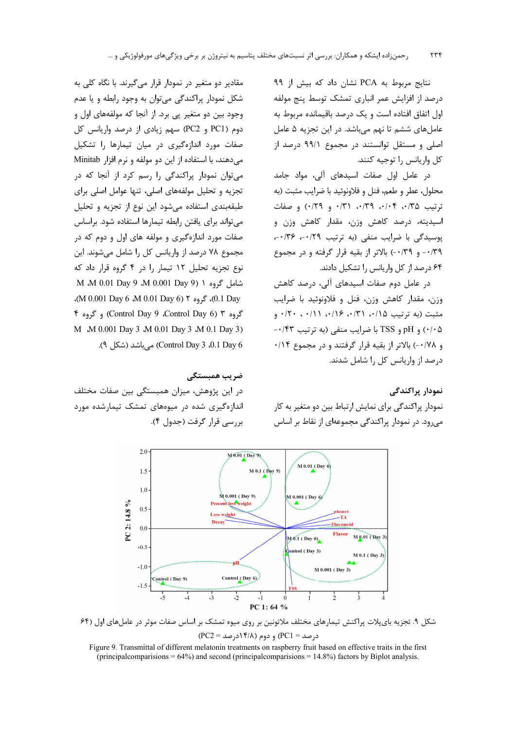نتایج مربوط به PCA نشان داد که بیش از ۹۹ درصد از افزایش عمر انباری تمشک توسط پنج مولفه اول اتفاق افتاده است و یک درصد باقیمانده مربوط به عامل‌های ششم تا نهم می‌باشد. در این تجزیه ۵ عامل اصلی و مستقل توانستند در مجموع ۹۹/۱ درصد از کل واریانس را توجیه کنند.

در عامل اول صفات اسیدهای آلی، مواد جامد محلول، عطر و طعم، فنل و فلاونوئید با ضرایب مثبت (به ترتیب ۰/۳۵، ۰/۰۴، ۰/۳۹، ۰/۳۱ و ۰/۲۹) و صفات اسیدیته، درصد کاهش وزن، مقدار کاهش وزن و پوسیدگی با ضرایب منفی (به ترتیب ۰/۲۹-، ۰/۳۶- و ۰/۳۹-) بالاتر از بقیه قرار گرفته و در مجموع ۶۴ درصد از کل واریانس را تشکیل دادند.

در عامل دوم صفات اسیدهای آلی، درصد کاهش وزن، مقدار کاهش وزن، فنل و فلاونوئید با ضرایب مثبت (به ترتیب ۰/۱۵، ۰/۳۱، ۰/۱۶، ۰/۱۱، ۰/۲۰ و ۰/۰۵) و pH و TSS با ضرایب منفی (به ترتیب ۰/۴۳- و ۰/۷۸-) بالاتر از بقیه قرار گرفتند و در مجموع ۰/۱۴ درصد از واریانس کل را شامل شدند.

## نمودار پراکندگی

نمودار پراکندگی برای نمایش ارتباط بین دو متغیر به کار می‌رود. در نمودار پراکندگی مجموعه‌ای از نقاط بر اساس مقادیر دو متغیر در نمودار قرار می‌گیرند. با نگاه کلی به شکل نمودار پراکندگی می‌توان به وجود رابطه و یا عدم وجود بین دو متغیر پی برد. از آنجا که مولفه‌های اول و دوم (PC1 و PC2) سهم زیادی از درصد واریانس کل صفات مورد اندازه‌گیری در میان تیمارها را تشکیل می‌دهند، با استفاده از این دو مولفه و نرم افزار Minitab می‌توان نمودار پراکندگی را رسم کرد از آنجا که در تجزیه و تحلیل مولفه‌های اصلی، تنها عوامل اصلی برای طبقه‌بندی استفاده می‌شوند این نوع از تجزیه و تحلیل می‌تواند برای یافتن رابطه تیمارها استفاده شود. براساس صفات مورد اندازه‌گیری و مولفه های اول و دوم که در مجموع ۷۸ درصد از واریانس کل را شامل می‌شوند. این نوع تجزیه تحلیل ۱۲ تیمار را در ۴ گروه قرار داد که شامل گروه ۱ (M 0.01 Day 9، M 0.001 Day 9، M 0.1 Day 9)، گروه ۲ (M 0.01 Day 6، M 0.001 Day 6)، گروه ۳ (Control Day 6، Control Day 9) و گروه ۴ (M 0.1 Day 3، M 0.01 Day 3، M 0.001 Day 3، M 0.1 Day 6، Control Day 3) می‌باشد (شکل ۹).

## ضریب همبستگی

در این پژوهش، میزان همبستگی بین صفات مختلف اندازه‌گیری شده در میوه‌های تمشک تیمارشده مورد بررسی قرار گرفت (جدول ۴).

شکل ۹. تجزیه بای‌پلات پراکنش تیمارهای مختلف ملاتونین بر روی میوه تمشک بر اساس صفات موثر در عامل‌های اول (۶۴ درصد = PC1) و دوم (۱۴/۸درصد = PC2)

Figure 9. Transmittal of different melatonin treatments on raspberry fruit based on effective traits in the first (principalcomparisions = 64%) and second (principalcomparisions = 14.8%) factors by Biplot analysis.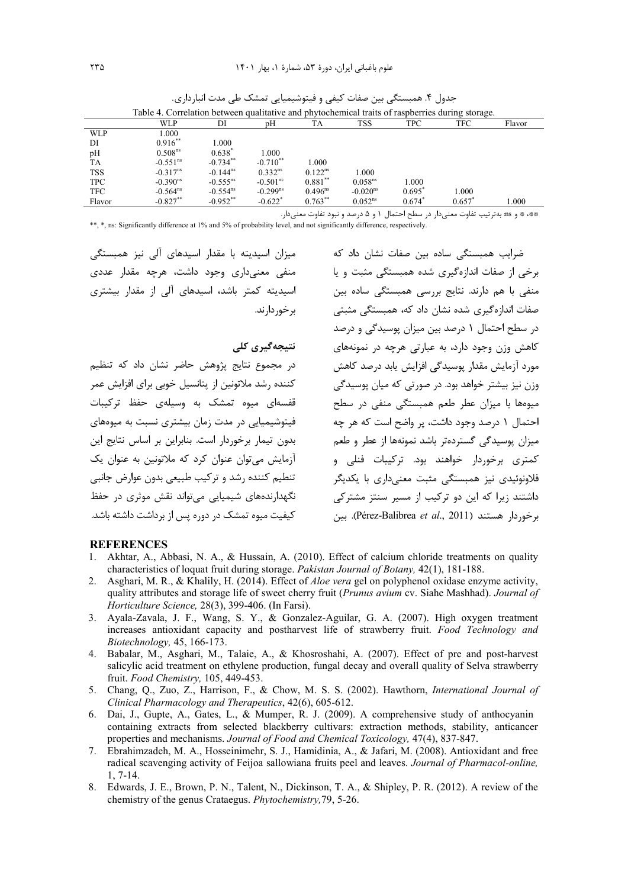جدول ۴. همبستگی بین صفات کیفی و فیتوشیمیایی تمشک طی مدت انبارداری.

Table 4. Correlation between qualitative and phytochemical traits of raspberries during storage.

| | WLP | DI | pH | TA | TSS | TPC | TFC | Flavor |
|---|---|---|---|---|---|---|---|---|
| WLP | 1.000 | | | | | | | |
| DI | $0.916^{**}$ | 1.000 | | | | | | |
| pH | $0.508^{ns}$ | $0.638^{*}$ | 1.000 | | | | | |
| TA | $-0.551^{ns}$ | $-0.734^{**}$ | $-0.710^{**}$ | 1.000 | | | | |
| TSS | $-0.317^{ns}$ | $-0.144^{ns}$ | $0.332^{ns}$ | $0.122^{ns}$ | 1.000 | | | |
| TPC | $-0.390^{ns}$ | $-0.555^{ns}$ | $-0.501^{nc}$ | $0.881^{**}$ | $0.058^{ns}$ | 1.000 | | |
| TFC | $-0.564^{ns}$ | $-0.554^{ns}$ | $-0.299^{ns}$ | $0.496^{ns}$ | $-0.020^{ns}$ | $0.695^{*}$ | 1.000 | |
| Flavor | $-0.827^{**}$ | $-0.952^{**}$ | $-0.622^{*}$ | $0.763^{**}$ | $0.052^{ns}$ | $0.674^{*}$ | $0.657^{*}$ | 1.000 |

**، * و ns: به‌ترتیب تفاوت معنی‌دار در سطح احتمال ۱ و ۵ درصد و نبود تفاوت معنی‌دار.

**, *, ns: Significantly difference at 1% and 5% of probability level, and not significantly difference, respectively.

ضرایب همبستگی ساده بین صفات نشان داد که برخی از صفات اندازه‌گیری شده همبستگی مثبت و یا منفی با هم دارند. نتایج بررسی همبستگی ساده بین صفات اندازه‌گیری شده نشان داد که، همبستگی مثبتی در سطح احتمال ۱ درصد بین میزان پوسیدگی و درصد کاهش وزن وجود دارد، به عبارتی هرچه در نمونه‌های مورد آزمایش مقدار پوسیدگی افزایش یابد درصد کاهش وزن نیز بیشتر خواهد بود. در صورتی که میان پوسیدگی میوه‌ها با میزان عطر طعم همبستگی منفی در سطح احتمال ۱ درصد وجود داشت، پر واضح است که هر چه میزان پوسیدگی گسترده‌تر باشد نمونه‌ها از عطر و طعم کمتری برخوردار خواهند بود. ترکیبات فنلی و فلاونوئیدی نیز همبستگی مثبت معنی‌داری با یکدیگر داشتند زیرا که این دو ترکیب از مسیر سنتز مشترکی برخوردار هستند (Pérez-Balibrea *et al*., 2011). بین میزان اسیدیته با مقدار اسیدهای آلی نیز همبستگی منفی معنی‌داری وجود داشت، هرچه مقدار عددی اسیدیته کمتر باشد، اسیدهای آلی از مقدار بیشتری برخوردارند.

## نتیجه‌گیری کلی

در مجموع نتایج پژوهش حاضر نشان داد که تنظیم کننده رشد ملاتونین از پتانسیل خوبی برای افزایش عمر قفسه‌ای میوه تمشک به وسیله‌ی حفظ ترکیبات فیتوشیمیایی در مدت زمان بیشتری نسبت به میوه‌های بدون تیمار برخوردار است. بنابراین بر اساس نتایج این آزمایش می‌توان عنوان کرد که ملاتونین به عنوان یک تنظیم کننده رشد و ترکیب طبیعی بدون عوارض جانبی نگهدارنده‌های شیمیایی می‌تواند نقش موثری در حفظ کیفیت میوه تمشک در دوره پس از برداشت داشته باشد.

## REFERENCES

1. Akhtar, A., Abbasi, N. A., & Hussain, A. (2010). Effect of calcium chloride treatments on quality characteristics of loquat fruit during storage. *Pakistan Journal of Botany,* 42(1), 181-188.
2. Asghari, M. R., & Khalily, H. (2014). Effect of *Aloe vera* gel on polyphenol oxidase enzyme activity, quality attributes and storage life of sweet cherry fruit (*Prunus avium* cv. Siahe Mashhad). *Journal of Horticulture Science,* 28(3), 399-406. (In Farsi).
3. Ayala-Zavala, J. F., Wang, S. Y., & Gonzalez-Aguilar, G. A. (2007). High oxygen treatment increases antioxidant capacity and postharvest life of strawberry fruit. *Food Technology and Biotechnology,* 45, 166-173.
4. Babalar, M., Asghari, M., Talaie, A., & Khosroshahi, A. (2007). Effect of pre and post-harvest salicylic acid treatment on ethylene production, fungal decay and overall quality of Selva strawberry fruit. *Food Chemistry,* 105, 449-453.
5. Chang, Q., Zuo, Z., Harrison, F., & Chow, M. S. S. (2002). Hawthorn, *International Journal of Clinical Pharmacology and Therapeutics*, 42(6), 605-612.
6. Dai, J., Gupte, A., Gates, L., & Mumper, R. J. (2009). A comprehensive study of anthocyanin containing extracts from selected blackberry cultivars: extraction methods, stability, anticancer properties and mechanisms. *Journal of Food and Chemical Toxicology,* 47(4), 837-847.
7. Ebrahimzadeh, M. A., Hosseinimehr, S. J., Hamidinia, A., & Jafari, M. (2008). Antioxidant and free radical scavenging activity of Feijoa sallowiana fruits peel and leaves. *Journal of Pharmacol-online,* 1, 7-14.
8. Edwards, J. E., Brown, P. N., Talent, N., Dickinson, T. A., & Shipley, P. R. (2012). A review of the chemistry of the genus Crataegus. *Phytochemistry,*79, 5-26.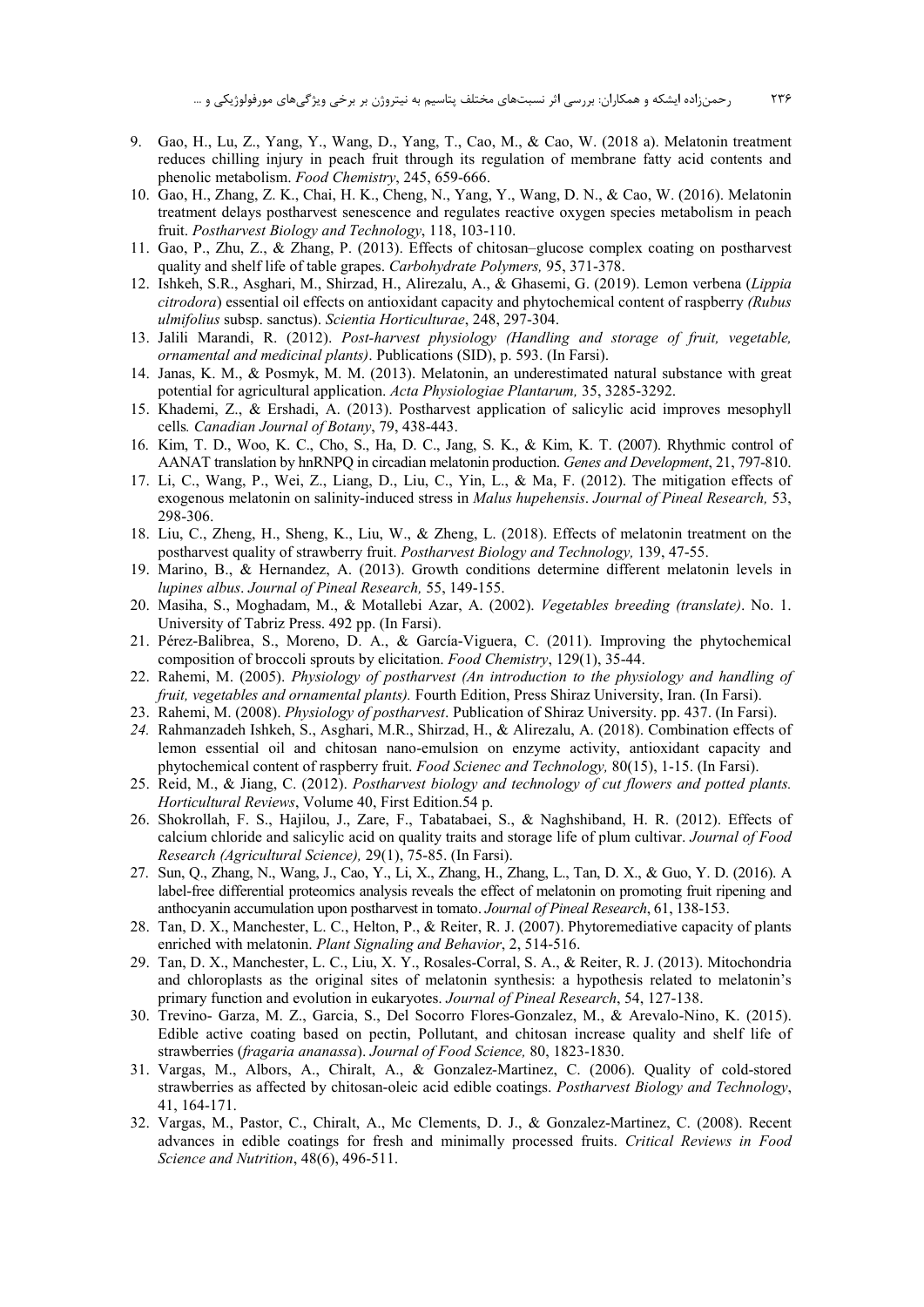9. Gao, H., Lu, Z., Yang, Y., Wang, D., Yang, T., Cao, M., & Cao, W. (2018 a). Melatonin treatment reduces chilling injury in peach fruit through its regulation of membrane fatty acid contents and phenolic metabolism. *Food Chemistry*, 245, 659-666.
10. Gao, H., Zhang, Z. K., Chai, H. K., Cheng, N., Yang, Y., Wang, D. N., & Cao, W. (2016). Melatonin treatment delays postharvest senescence and regulates reactive oxygen species metabolism in peach fruit. *Postharvest Biology and Technology*, 118, 103-110.
11. Gao, P., Zhu, Z., & Zhang, P. (2013). Effects of chitosan–glucose complex coating on postharvest quality and shelf life of table grapes. *Carbohydrate Polymers,* 95, 371-378.
12. Ishkeh, S.R., Asghari, M., Shirzad, H., Alirezalu, A., & Ghasemi, G. (2019). Lemon verbena (*Lippia citrodora*) essential oil effects on antioxidant capacity and phytochemical content of raspberry *(Rubus ulmifolius* subsp. sanctus). *Scientia Horticulturae*, 248, 297-304.
13. Jalili Marandi, R. (2012). *Post-harvest physiology (Handling and storage of fruit, vegetable, ornamental and medicinal plants)*. Publications (SID), p. 593. (In Farsi).
14. Janas, K. M., & Posmyk, M. M. (2013). Melatonin, an underestimated natural substance with great potential for agricultural application. *Acta Physiologiae Plantarum,* 35, 3285-3292.
15. Khademi, Z., & Ershadi, A. (2013). Postharvest application of salicylic acid improves mesophyll cells*. Canadian Journal of Botany*, 79, 438-443.
16. Kim, T. D., Woo, K. C., Cho, S., Ha, D. C., Jang, S. K., & Kim, K. T. (2007). Rhythmic control of AANAT translation by hnRNPQ in circadian melatonin production. *Genes and Development*, 21, 797-810.
17. Li, C., Wang, P., Wei, Z., Liang, D., Liu, C., Yin, L., & Ma, F. (2012). The mitigation effects of exogenous melatonin on salinity-induced stress in *Malus hupehensis*. *Journal of Pineal Research,* 53, 298-306.
18. Liu, C., Zheng, H., Sheng, K., Liu, W., & Zheng, L. (2018). Effects of melatonin treatment on the postharvest quality of strawberry fruit. *Postharvest Biology and Technology,* 139, 47-55.
19. Marino, B., & Hernandez, A. (2013). Growth conditions determine different melatonin levels in *lupines albus*. *Journal of Pineal Research,* 55, 149-155.
20. Masiha, S., Moghadam, M., & Motallebi Azar, A. (2002). *Vegetables breeding (translate)*. No. 1. University of Tabriz Press. 492 pp. (In Farsi).
21. Pérez-Balibrea, S., Moreno, D. A., & García-Viguera, C. (2011). Improving the phytochemical composition of broccoli sprouts by elicitation. *Food Chemistry*, 129(1), 35-44.
22. Rahemi, M. (2005). *Physiology of postharvest (An introduction to the physiology and handling of fruit, vegetables and ornamental plants).* Fourth Edition, Press Shiraz University, Iran. (In Farsi).
23. Rahemi, M. (2008). *Physiology of postharvest*. Publication of Shiraz University. pp. 437. (In Farsi).
24. Rahmanzadeh Ishkeh, S., Asghari, M.R., Shirzad, H., & Alirezalu, A. (2018). Combination effects of lemon essential oil and chitosan nano-emulsion on enzyme activity, antioxidant capacity and phytochemical content of raspberry fruit. *Food Scienec and Technology,* 80(15), 1-15. (In Farsi).
25. Reid, M., & Jiang, C. (2012). *Postharvest biology and technology of cut flowers and potted plants. Horticultural Reviews*, Volume 40, First Edition.54 p.
26. Shokrollah, F. S., Hajilou, J., Zare, F., Tabatabaei, S., & Naghshiband, H. R. (2012). Effects of calcium chloride and salicylic acid on quality traits and storage life of plum cultivar. *Journal of Food Research (Agricultural Science),* 29(1), 75-85. (In Farsi).
27. Sun, Q., Zhang, N., Wang, J., Cao, Y., Li, X., Zhang, H., Zhang, L., Tan, D. X., & Guo, Y. D. (2016). A label-free differential proteomics analysis reveals the effect of melatonin on promoting fruit ripening and anthocyanin accumulation upon postharvest in tomato. *Journal of Pineal Research*, 61, 138-153.
28. Tan, D. X., Manchester, L. C., Helton, P., & Reiter, R. J. (2007). Phytoremediative capacity of plants enriched with melatonin. *Plant Signaling and Behavior*, 2, 514-516.
29. Tan, D. X., Manchester, L. C., Liu, X. Y., Rosales-Corral, S. A., & Reiter, R. J. (2013). Mitochondria and chloroplasts as the original sites of melatonin synthesis: a hypothesis related to melatonin's primary function and evolution in eukaryotes. *Journal of Pineal Research*, 54, 127-138.
30. Trevino- Garza, M. Z., Garcia, S., Del Socorro Flores-Gonzalez, M., & Arevalo-Nino, K. (2015). Edible active coating based on pectin, Pollutant, and chitosan increase quality and shelf life of strawberries (*fragaria ananassa*). *Journal of Food Science,* 80, 1823-1830.
31. Vargas, M., Albors, A., Chiralt, A., & Gonzalez-Martinez, C. (2006). Quality of cold-stored strawberries as affected by chitosan-oleic acid edible coatings. *Postharvest Biology and Technology*, 41, 164-171.
32. Vargas, M., Pastor, C., Chiralt, A., Mc Clements, D. J., & Gonzalez-Martinez, C. (2008). Recent advances in edible coatings for fresh and minimally processed fruits. *Critical Reviews in Food Science and Nutrition*, 48(6), 496-511.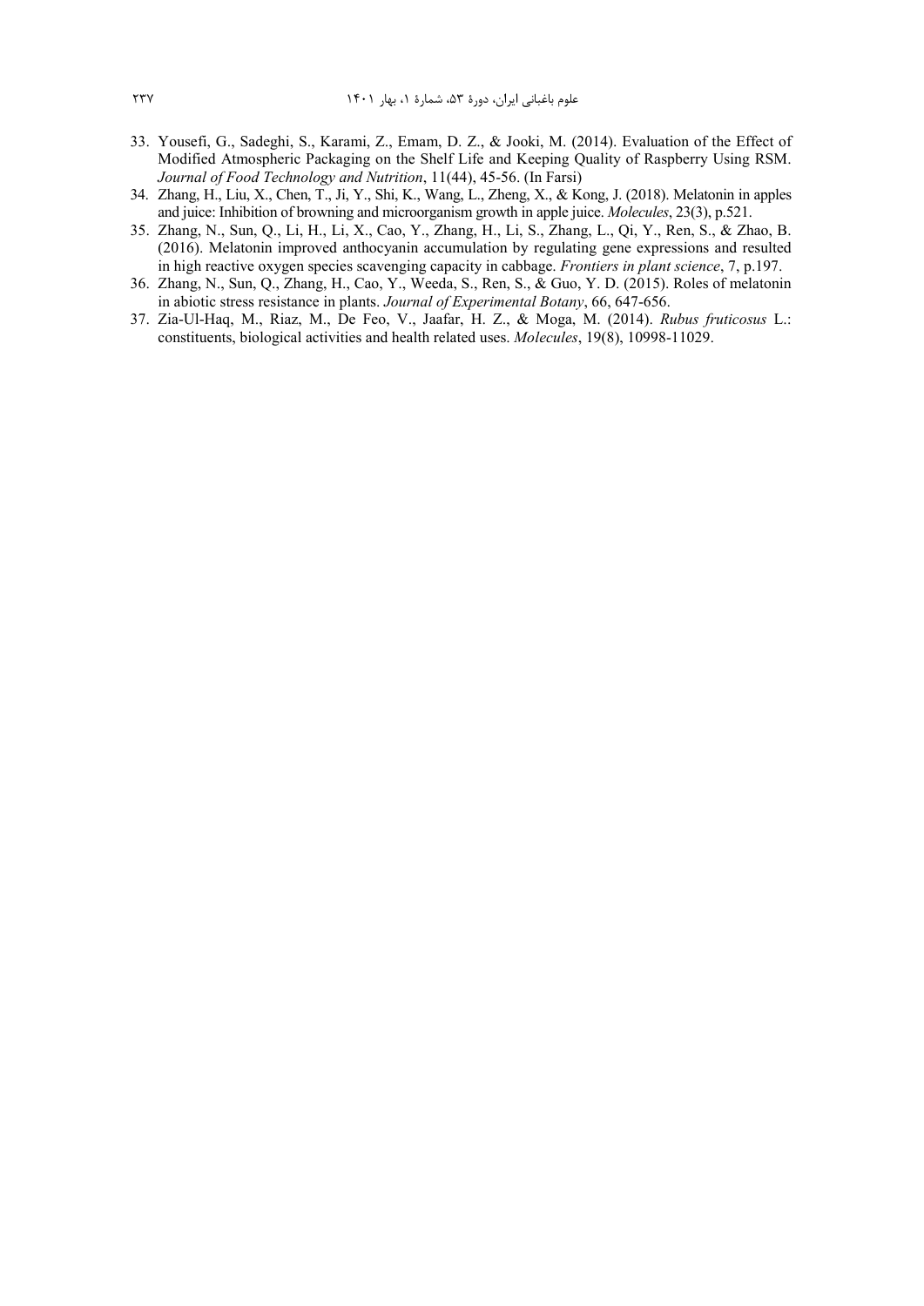33. Yousefi, G., Sadeghi, S., Karami, Z., Emam, D. Z., & Jooki, M. (2014). Evaluation of the Effect of Modified Atmospheric Packaging on the Shelf Life and Keeping Quality of Raspberry Using RSM. *Journal of Food Technology and Nutrition*, 11(44), 45-56. (In Farsi)
34. Zhang, H., Liu, X., Chen, T., Ji, Y., Shi, K., Wang, L., Zheng, X., & Kong, J. (2018). Melatonin in apples and juice: Inhibition of browning and microorganism growth in apple juice. *Molecules*, 23(3), p.521.
35. Zhang, N., Sun, Q., Li, H., Li, X., Cao, Y., Zhang, H., Li, S., Zhang, L., Qi, Y., Ren, S., & Zhao, B. (2016). Melatonin improved anthocyanin accumulation by regulating gene expressions and resulted in high reactive oxygen species scavenging capacity in cabbage. *Frontiers in plant science*, 7, p.197.
36. Zhang, N., Sun, Q., Zhang, H., Cao, Y., Weeda, S., Ren, S., & Guo, Y. D. (2015). Roles of melatonin in abiotic stress resistance in plants. *Journal of Experimental Botany*, 66, 647-656.
37. Zia-Ul-Haq, M., Riaz, M., De Feo, V., Jaafar, H. Z., & Moga, M. (2014). *Rubus fruticosus* L.: constituents, biological activities and health related uses. *Molecules*, 19(8), 10998-11029.